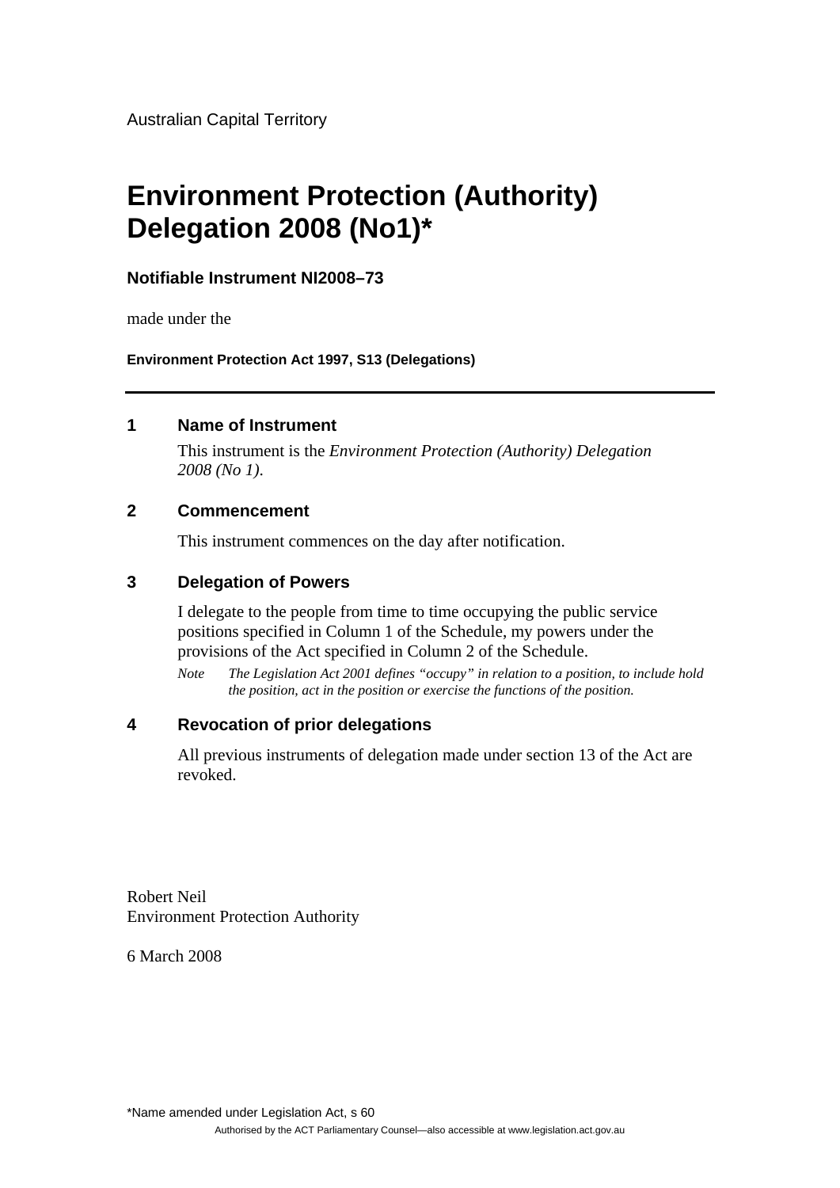Australian Capital Territory

# Environment Protection (Authority) Delegation 2008 (No1)*

**Notifiable Instrument NI2008–73**

made under the

**Environment Protection Act 1997, S13 (Delegations)**

---

## 1 Name of Instrument

This instrument is the *Environment Protection (Authority) Delegation 2008 (No 1)*.

## 2 Commencement

This instrument commences on the day after notification.

## 3 Delegation of Powers

I delegate to the people from time to time occupying the public service positions specified in Column 1 of the Schedule, my powers under the provisions of the Act specified in Column 2 of the Schedule.

*Note The Legislation Act 2001 defines "occupy" in relation to a position, to include hold the position, act in the position or exercise the functions of the position.*

## 4 Revocation of prior delegations

All previous instruments of delegation made under section 13 of the Act are revoked.

Robert Neil
Environment Protection Authority

6 March 2008

*Name amended under Legislation Act, s 60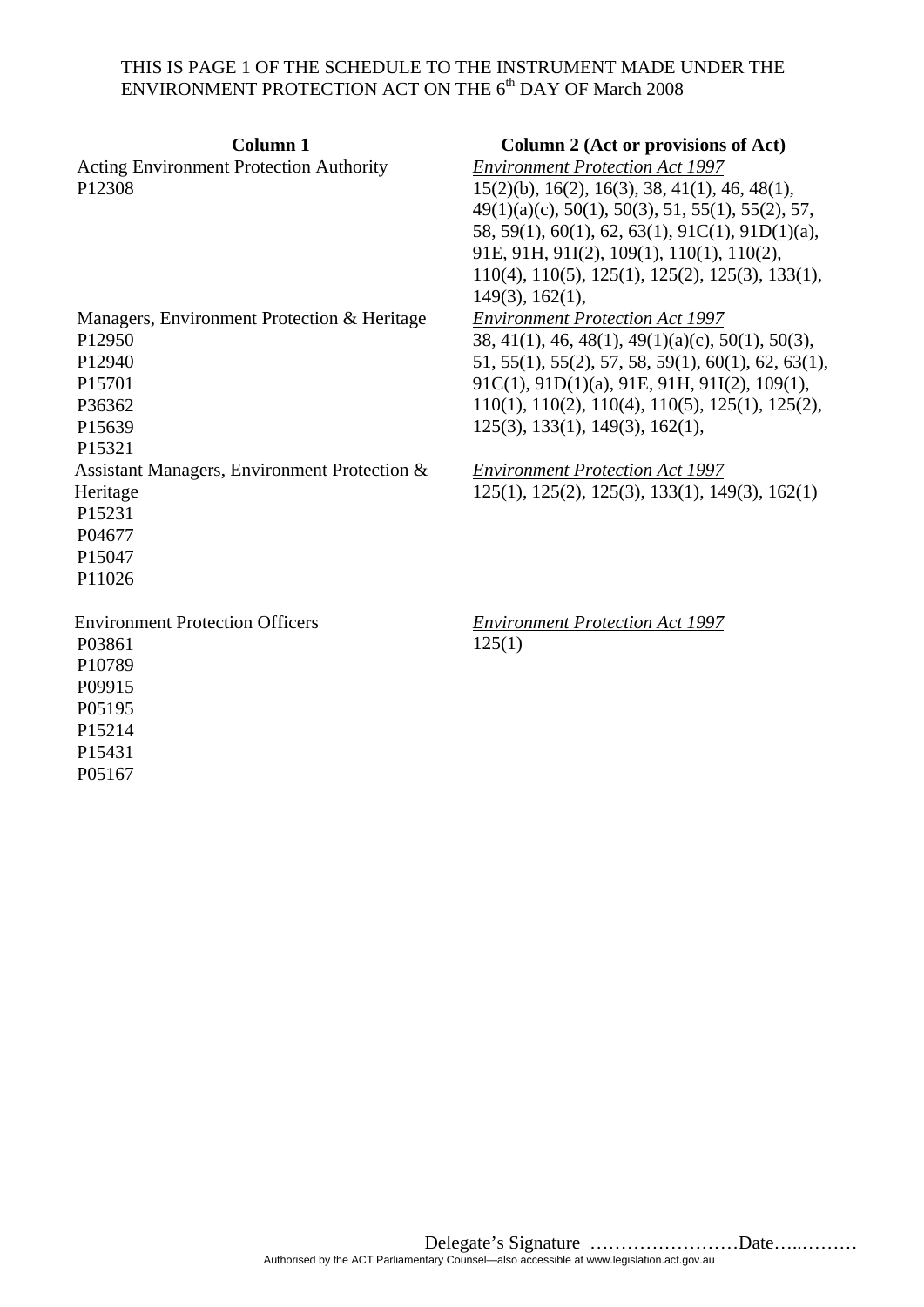THIS IS PAGE 1 OF THE SCHEDULE TO THE INSTRUMENT MADE UNDER THE ENVIRONMENT PROTECTION ACT ON THE 6th DAY OF March 2008

| Column 1 | Column 2 (Act or provisions of Act) |
| --- | --- |
| Acting Environment Protection Authority<br>P12308 | *Environment Protection Act 1997*<br>15(2)(b), 16(2), 16(3), 38, 41(1), 46, 48(1), 49(1)(a)(c), 50(1), 50(3), 51, 55(1), 55(2), 57, 58, 59(1), 60(1), 62, 63(1), 91C(1), 91D(1)(a), 91E, 91H, 91I(2), 109(1), 110(1), 110(2), 110(4), 110(5), 125(1), 125(2), 125(3), 133(1), 149(3), 162(1), |
| Managers, Environment Protection & Heritage<br>P12950<br>P12940<br>P15701<br>P36362<br>P15639<br>P15321 | *Environment Protection Act 1997*<br>38, 41(1), 46, 48(1), 49(1)(a)(c), 50(1), 50(3), 51, 55(1), 55(2), 57, 58, 59(1), 60(1), 62, 63(1), 91C(1), 91D(1)(a), 91E, 91H, 91I(2), 109(1), 110(1), 110(2), 110(4), 110(5), 125(1), 125(2), 125(3), 133(1), 149(3), 162(1), |
| Assistant Managers, Environment Protection & Heritage<br>P15231<br>P04677<br>P15047<br>P11026 | *Environment Protection Act 1997*<br>125(1), 125(2), 125(3), 133(1), 149(3), 162(1) |
| Environment Protection Officers<br>P03861<br>P10789<br>P09915<br>P05195<br>P15214<br>P15431<br>P05167 | *Environment Protection Act 1997*<br>125(1) |

Delegate's Signature ……………………Date…..………

Authorised by the ACT Parliamentary Counsel—also accessible at www.legislation.act.gov.au